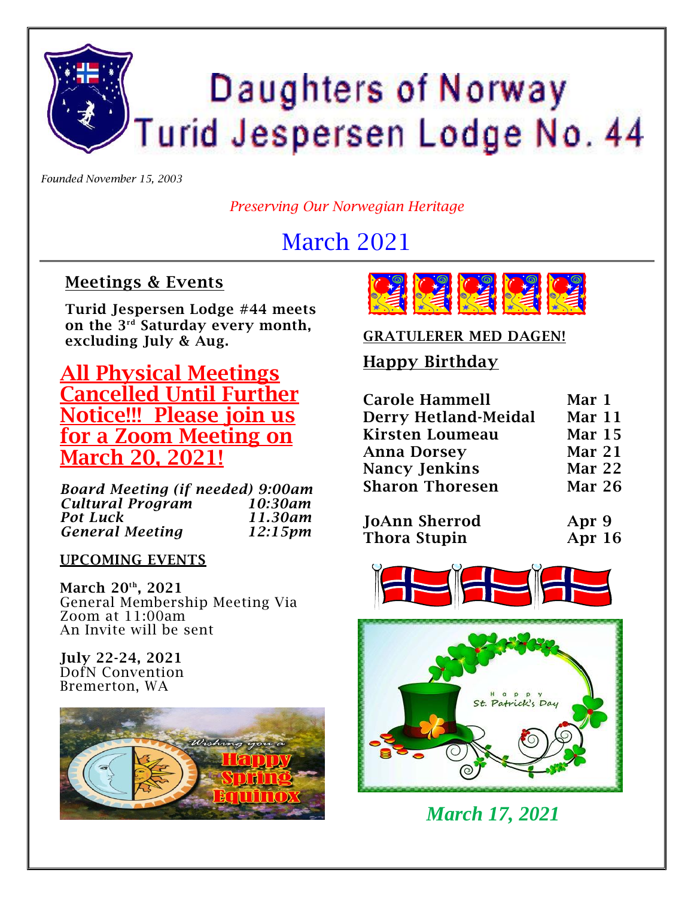# Daughters of Norway Turid Jespersen Lodge No. 44

*Founded November 15, 2003*

*Preserving Our Norwegian Heritage*

## March 2021

### Meetings & Events

**Turid Jespersen Lodge #44 meets on the 3rd Saturday every month, excluding July & Aug.**

## All Physical Meetings Cancelled Until Further Notice!!! Please join us for a Zoom Meeting on March 20, 2021!

| | |
|---|---|
| ***Board Meeting (if needed)*** | ***9:00am*** |
| ***Cultural Program*** | ***10:30am*** |
| ***Pot Luck*** | ***11.30am*** |
| ***General Meeting*** | ***12:15pm*** |

**UPCOMING EVENTS**

**March 20th, 2021**
General Membership Meeting Via Zoom at 11:00am
An Invite will be sent

**July 22-24, 2021**
DofN Convention
Bremerton, WA

Wishing you a Happy Spring Equinox

**GRATULERER MED DAGEN!**

### Happy Birthday

| | |
|---|---|
| **Carole Hammell** | **Mar 1** |
| **Derry Hetland-Meidal** | **Mar 11** |
| **Kirsten Loumeau** | **Mar 15** |
| **Anna Dorsey** | **Mar 21** |
| **Nancy Jenkins** | **Mar 22** |
| **Sharon Thoresen** | **Mar 26** |
| **JoAnn Sherrod** | **Apr 9** |
| **Thora Stupin** | **Apr 16** |

Happy St. Patrick's Day

***March 17, 2021***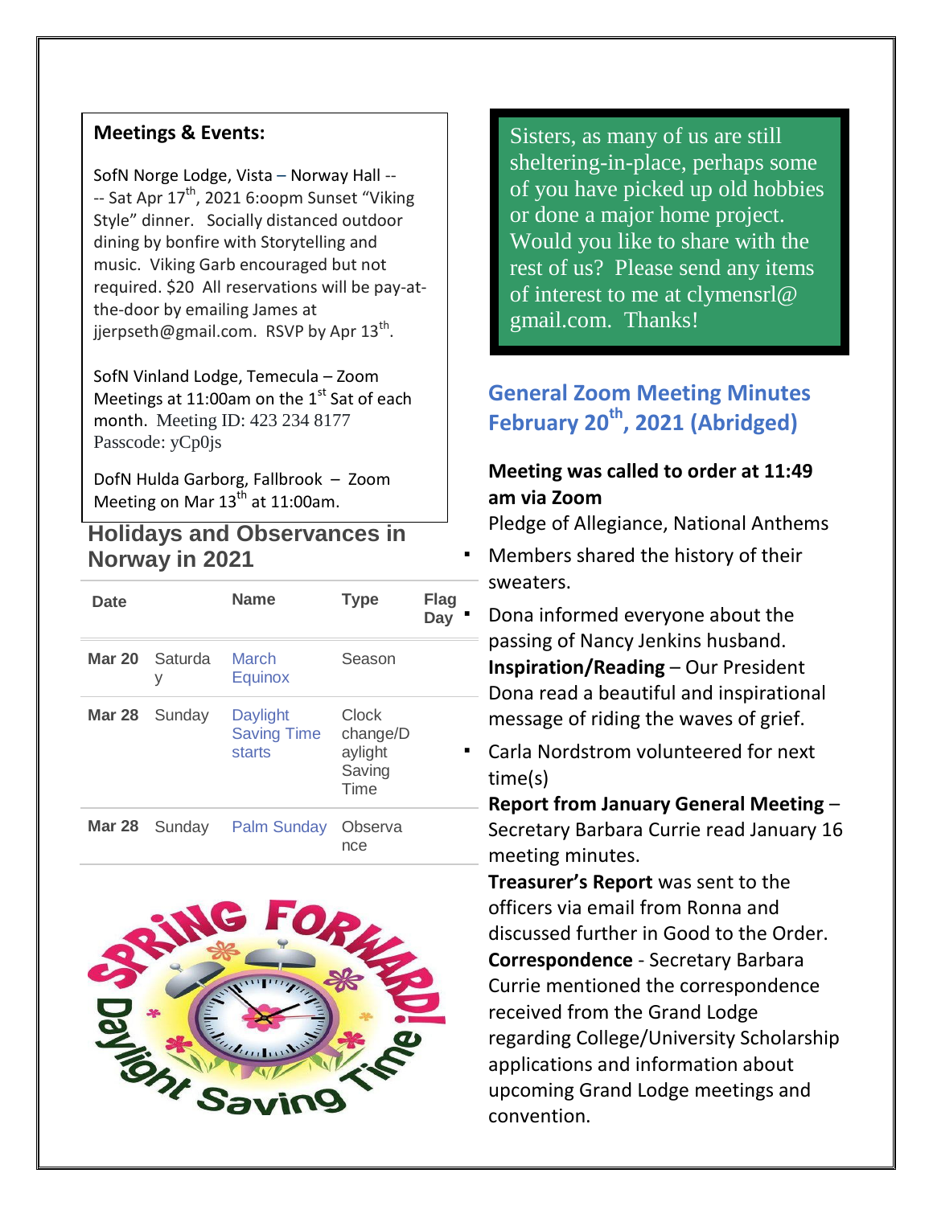**Meetings & Events:**

SofN Norge Lodge, Vista – Norway Hall -- -- Sat Apr 17th, 2021 6:oopm Sunset "Viking Style" dinner. Socially distanced outdoor dining by bonfire with Storytelling and music. Viking Garb encouraged but not required. $20 All reservations will be pay-at-the-door by emailing James at jjerpseth@gmail.com. RSVP by Apr 13th.

SofN Vinland Lodge, Temecula – Zoom Meetings at 11:00am on the 1st Sat of each month. Meeting ID: 423 234 8177 Passcode: yCp0js

DofN Hulda Garborg, Fallbrook – Zoom Meeting on Mar 13th at 11:00am.

## Holidays and Observances in Norway in 2021

| Date | | Name | Type | Flag Day |
|---|---|---|---|---|
| Mar 20 | Saturday | March Equinox | Season | |
| Mar 28 | Sunday | Daylight Saving Time starts | Clock change/Daylight Saving Time | |
| Mar 28 | Sunday | Palm Sunday | Observance | |

Sisters, as many of us are still sheltering-in-place, perhaps some of you have picked up old hobbies or done a major home project. Would you like to share with the rest of us? Please send any items of interest to me at clymensrl@ gmail.com. Thanks!

## General Zoom Meeting Minutes February 20th, 2021 (Abridged)

**Meeting was called to order at 11:49 am via Zoom**

Pledge of Allegiance, National Anthems

- Members shared the history of their sweaters.
- Dona informed everyone about the passing of Nancy Jenkins husband.

**Inspiration/Reading** – Our President Dona read a beautiful and inspirational message of riding the waves of grief.

- Carla Nordstrom volunteered for next time(s)

**Report from January General Meeting** – Secretary Barbara Currie read January 16 meeting minutes.

**Treasurer's Report** was sent to the officers via email from Ronna and discussed further in Good to the Order.

**Correspondence** - Secretary Barbara Currie mentioned the correspondence received from the Grand Lodge regarding College/University Scholarship applications and information about upcoming Grand Lodge meetings and convention.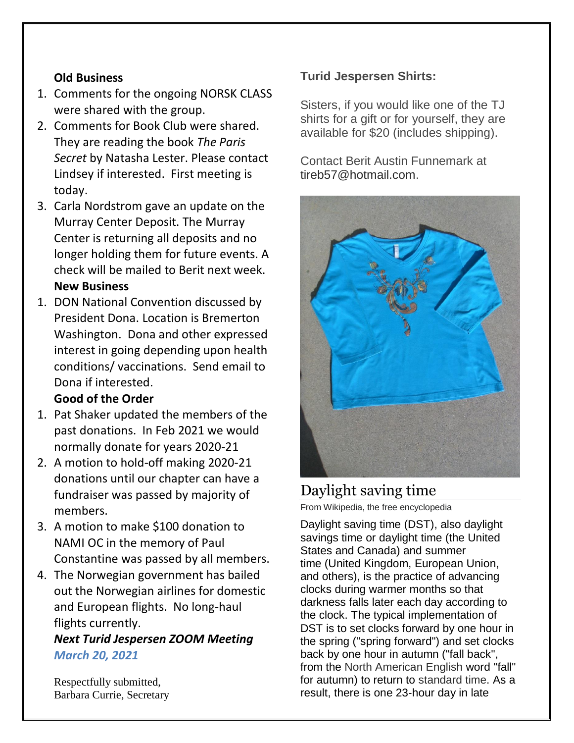**Old Business**

1. Comments for the ongoing NORSK CLASS were shared with the group.
2. Comments for Book Club were shared. They are reading the book *The Paris Secret* by Natasha Lester. Please contact Lindsey if interested. First meeting is today.
3. Carla Nordstrom gave an update on the Murray Center Deposit. The Murray Center is returning all deposits and no longer holding them for future events. A check will be mailed to Berit next week.

**New Business**

1. DON National Convention discussed by President Dona. Location is Bremerton Washington. Dona and other expressed interest in going depending upon health conditions/ vaccinations. Send email to Dona if interested.

**Good of the Order**

1. Pat Shaker updated the members of the past donations. In Feb 2021 we would normally donate for years 2020-21
2. A motion to hold-off making 2020-21 donations until our chapter can have a fundraiser was passed by majority of members.
3. A motion to make $100 donation to NAMI OC in the memory of Paul Constantine was passed by all members.
4. The Norwegian government has bailed out the Norwegian airlines for domestic and European flights. No long-haul flights currently.

***Next Turid Jespersen ZOOM Meeting March 20, 2021***

Respectfully submitted,
Barbara Currie, Secretary

**Turid Jespersen Shirts:**

Sisters, if you would like one of the TJ shirts for a gift or for yourself, they are available for $20 (includes shipping).

Contact Berit Austin Funnemark at tireb57@hotmail.com.

## Daylight saving time

From Wikipedia, the free encyclopedia

Daylight saving time (DST), also daylight savings time or daylight time (the United States and Canada) and summer time (United Kingdom, European Union, and others), is the practice of advancing clocks during warmer months so that darkness falls later each day according to the clock. The typical implementation of DST is to set clocks forward by one hour in the spring ("spring forward") and set clocks back by one hour in autumn ("fall back", from the North American English word "fall" for autumn) to return to standard time. As a result, there is one 23-hour day in late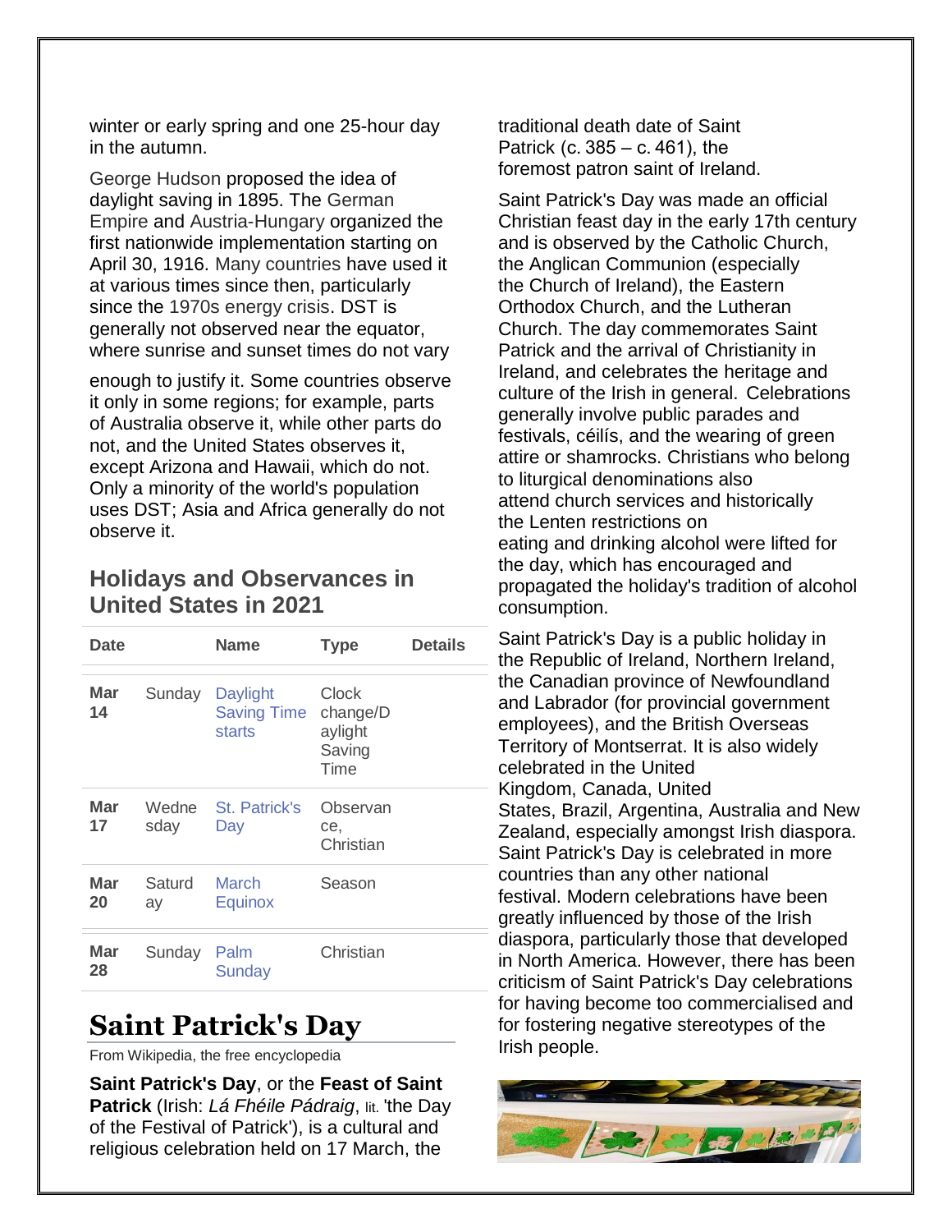winter or early spring and one 25-hour day in the autumn.

George Hudson proposed the idea of daylight saving in 1895. The German Empire and Austria-Hungary organized the first nationwide implementation starting on April 30, 1916. Many countries have used it at various times since then, particularly since the 1970s energy crisis. DST is generally not observed near the equator, where sunrise and sunset times do not vary enough to justify it. Some countries observe it only in some regions; for example, parts of Australia observe it, while other parts do not, and the United States observes it, except Arizona and Hawaii, which do not. Only a minority of the world's population uses DST; Asia and Africa generally do not observe it.

## Holidays and Observances in United States in 2021

| Date | | Name | Type | Details |
|---|---|---|---|---|
| **Mar 14** | Sunday | Daylight Saving Time starts | Clock change/Daylight Saving Time | |
| **Mar 17** | Wednesday | St. Patrick's Day | Observance, Christian | |
| **Mar 20** | Saturday | March Equinox | Season | |
| **Mar 28** | Sunday | Palm Sunday | Christian | |

# Saint Patrick's Day

From Wikipedia, the free encyclopedia

**Saint Patrick's Day**, or the **Feast of Saint Patrick** (Irish: *Lá Fhéile Pádraig*, lit. 'the Day of the Festival of Patrick'), is a cultural and religious celebration held on 17 March, the traditional death date of Saint Patrick (c. 385 – c. 461), the foremost patron saint of Ireland.

Saint Patrick's Day was made an official Christian feast day in the early 17th century and is observed by the Catholic Church, the Anglican Communion (especially the Church of Ireland), the Eastern Orthodox Church, and the Lutheran Church. The day commemorates Saint Patrick and the arrival of Christianity in Ireland, and celebrates the heritage and culture of the Irish in general. Celebrations generally involve public parades and festivals, céilís, and the wearing of green attire or shamrocks. Christians who belong to liturgical denominations also attend church services and historically the Lenten restrictions on eating and drinking alcohol were lifted for the day, which has encouraged and propagated the holiday's tradition of alcohol consumption.

Saint Patrick's Day is a public holiday in the Republic of Ireland, Northern Ireland, the Canadian province of Newfoundland and Labrador (for provincial government employees), and the British Overseas Territory of Montserrat. It is also widely celebrated in the United Kingdom, Canada, United States, Brazil, Argentina, Australia and New Zealand, especially amongst Irish diaspora. Saint Patrick's Day is celebrated in more countries than any other national festival. Modern celebrations have been greatly influenced by those of the Irish diaspora, particularly those that developed in North America. However, there has been criticism of Saint Patrick's Day celebrations for having become too commercialised and for fostering negative stereotypes of the Irish people.